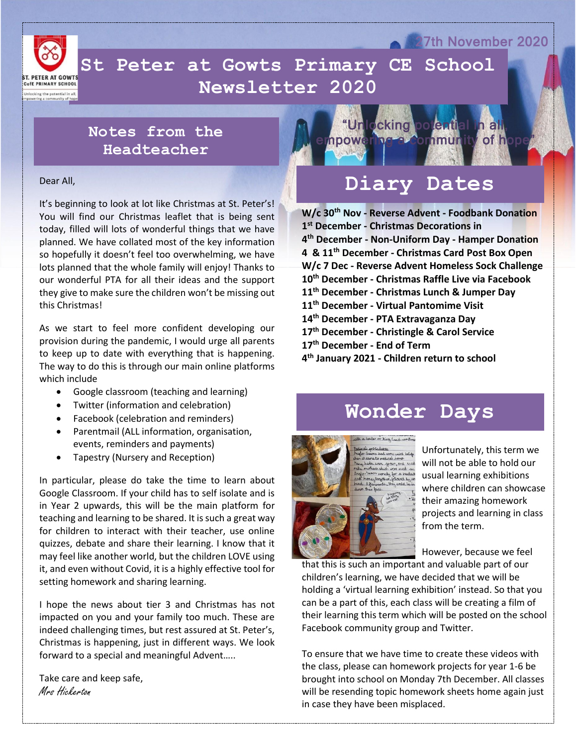27th November 2020

# St Peter at Gowts Primary CE School Newsletter 2020

"Unlocking potential in all, empowering a community of hope"

## Notes from the Headteacher

Dear All,

It's beginning to look at lot like Christmas at St. Peter's! You will find our Christmas leaflet that is being sent today, filled will lots of wonderful things that we have planned. We have collated most of the key information so hopefully it doesn't feel too overwhelming, we have lots planned that the whole family will enjoy! Thanks to our wonderful PTA for all their ideas and the support they give to make sure the children won't be missing out this Christmas!

As we start to feel more confident developing our provision during the pandemic, I would urge all parents to keep up to date with everything that is happening. The way to do this is through our main online platforms which include

- Google classroom (teaching and learning)
- Twitter (information and celebration)
- Facebook (celebration and reminders)
- Parentmail (ALL information, organisation, events, reminders and payments)
- Tapestry (Nursery and Reception)

In particular, please do take the time to learn about Google Classroom. If your child has to self isolate and is in Year 2 upwards, this will be the main platform for teaching and learning to be shared. It is such a great way for children to interact with their teacher, use online quizzes, debate and share their learning. I know that it may feel like another world, but the children LOVE using it, and even without Covid, it is a highly effective tool for setting homework and sharing learning.

I hope the news about tier 3 and Christmas has not impacted on you and your family too much. These are indeed challenging times, but rest assured at St. Peter's, Christmas is happening, just in different ways. We look forward to a special and meaningful Advent…..

Take care and keep safe,

*Mrs Hickerton*

## Diary Dates

**W/c 30th Nov - Reverse Advent - Foodbank Donation**
**1st December - Christmas Decorations in**
**4th December - Non-Uniform Day - Hamper Donation**
**4 & 11th December - Christmas Card Post Box Open**
**W/c 7 Dec - Reverse Advent Homeless Sock Challenge**
**10th December - Christmas Raffle Live via Facebook**
**11th December - Christmas Lunch & Jumper Day**
**11th December - Virtual Pantomime Visit**
**14th December - PTA Extravaganza Day**
**17th December - Christingle & Carol Service**
**17th December - End of Term**
**4th January 2021 - Children return to school**

## Wonder Days

Unfortunately, this term we will not be able to hold our usual learning exhibitions where children can showcase their amazing homework projects and learning in class from the term.

However, because we feel that this is such an important and valuable part of our children's learning, we have decided that we will be holding a 'virtual learning exhibition' instead. So that you can be a part of this, each class will be creating a film of their learning this term which will be posted on the school Facebook community group and Twitter.

To ensure that we have time to create these videos with the class, please can homework projects for year 1-6 be brought into school on Monday 7th December. All classes will be resending topic homework sheets home again just in case they have been misplaced.